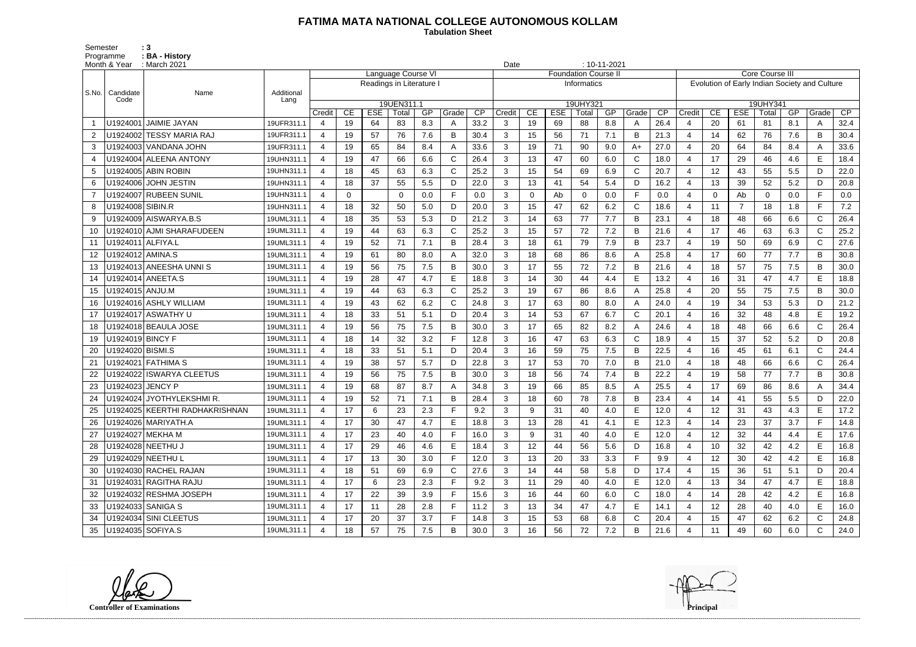# FATIMA MATA NATIONAL COLLEGE AUTONOMOUS KOLLAM

**Tabulation Sheet**

Semester : 3
Programme : BA - History
Month & Year : March 2021
Date : 10-11-2021

| S.No. | Candidate Code | Name | Additional Lang | Language Course VI Readings in Literature I 19UEN311.1 | | | | | | | Foundation Course II Informatics 19UHY321 | | | | | | | Core Course III Evolution of Early Indian Society and Culture 19UHY341 | | | | | | |
|---|---|---|---|---|---|---|---|---|---|---|---|---|---|---|---|---|---|---|---|---|---|---|---|---|
| | | | | Credit | CE | ESE | Total | GP | Grade | CP | Credit | CE | ESE | Total | GP | Grade | CP | Credit | CE | ESE | Total | GP | Grade | CP |
| 1 | U1924001 | JAIMIE JAYAN | 19UFR311.1 | 4 | 19 | 64 | 83 | 8.3 | A | 33.2 | 3 | 19 | 69 | 88 | 8.8 | A | 26.4 | 4 | 20 | 61 | 81 | 8.1 | A | 32.4 |
| 2 | U1924002 | TESSY MARIA RAJ | 19UFR311.1 | 4 | 19 | 57 | 76 | 7.6 | B | 30.4 | 3 | 15 | 56 | 71 | 7.1 | B | 21.3 | 4 | 14 | 62 | 76 | 7.6 | B | 30.4 |
| 3 | U1924003 | VANDANA JOHN | 19UFR311.1 | 4 | 19 | 65 | 84 | 8.4 | A | 33.6 | 3 | 19 | 71 | 90 | 9.0 | A+ | 27.0 | 4 | 20 | 64 | 84 | 8.4 | A | 33.6 |
| 4 | U1924004 | ALEENA ANTONY | 19UHN311.1 | 4 | 19 | 47 | 66 | 6.6 | C | 26.4 | 3 | 13 | 47 | 60 | 6.0 | C | 18.0 | 4 | 17 | 29 | 46 | 4.6 | E | 18.4 |
| 5 | U1924005 | ABIN ROBIN | 19UHN311.1 | 4 | 18 | 45 | 63 | 6.3 | C | 25.2 | 3 | 15 | 54 | 69 | 6.9 | C | 20.7 | 4 | 12 | 43 | 55 | 5.5 | D | 22.0 |
| 6 | U1924006 | JOHN JESTIN | 19UHN311.1 | 4 | 18 | 37 | 55 | 5.5 | D | 22.0 | 3 | 13 | 41 | 54 | 5.4 | D | 16.2 | 4 | 13 | 39 | 52 | 5.2 | D | 20.8 |
| 7 | U1924007 | RUBEEN SUNIL | 19UHN311.1 | 4 | 0 | | 0 | 0.0 | F | 0.0 | 3 | 0 | Ab | 0 | 0.0 | F | 0.0 | 4 | 0 | Ab | 0 | 0.0 | F | 0.0 |
| 8 | U1924008 | SIBIN.R | 19UHN311.1 | 4 | 18 | 32 | 50 | 5.0 | D | 20.0 | 3 | 15 | 47 | 62 | 6.2 | C | 18.6 | 4 | 11 | 7 | 18 | 1.8 | F | 7.2 |
| 9 | U1924009 | AISWARYA.B.S | 19UML311.1 | 4 | 18 | 35 | 53 | 5.3 | D | 21.2 | 3 | 14 | 63 | 77 | 7.7 | B | 23.1 | 4 | 18 | 48 | 66 | 6.6 | C | 26.4 |
| 10 | U1924010 | AJMI SHARAFUDEEN | 19UML311.1 | 4 | 19 | 44 | 63 | 6.3 | C | 25.2 | 3 | 15 | 57 | 72 | 7.2 | B | 21.6 | 4 | 17 | 46 | 63 | 6.3 | C | 25.2 |
| 11 | U1924011 | ALFIYA.L | 19UML311.1 | 4 | 19 | 52 | 71 | 7.1 | B | 28.4 | 3 | 18 | 61 | 79 | 7.9 | B | 23.7 | 4 | 19 | 50 | 69 | 6.9 | C | 27.6 |
| 12 | U1924012 | AMINA.S | 19UML311.1 | 4 | 19 | 61 | 80 | 8.0 | A | 32.0 | 3 | 18 | 68 | 86 | 8.6 | A | 25.8 | 4 | 17 | 60 | 77 | 7.7 | B | 30.8 |
| 13 | U1924013 | ANEESHA UNNI S | 19UML311.1 | 4 | 19 | 56 | 75 | 7.5 | B | 30.0 | 3 | 17 | 55 | 72 | 7.2 | B | 21.6 | 4 | 18 | 57 | 75 | 7.5 | B | 30.0 |
| 14 | U1924014 | ANEETA.S | 19UML311.1 | 4 | 19 | 28 | 47 | 4.7 | E | 18.8 | 3 | 14 | 30 | 44 | 4.4 | E | 13.2 | 4 | 16 | 31 | 47 | 4.7 | E | 18.8 |
| 15 | U1924015 | ANJU.M | 19UML311.1 | 4 | 19 | 44 | 63 | 6.3 | C | 25.2 | 3 | 19 | 67 | 86 | 8.6 | A | 25.8 | 4 | 20 | 55 | 75 | 7.5 | B | 30.0 |
| 16 | U1924016 | ASHLY WILLIAM | 19UML311.1 | 4 | 19 | 43 | 62 | 6.2 | C | 24.8 | 3 | 17 | 63 | 80 | 8.0 | A | 24.0 | 4 | 19 | 34 | 53 | 5.3 | D | 21.2 |
| 17 | U1924017 | ASWATHY U | 19UML311.1 | 4 | 18 | 33 | 51 | 5.1 | D | 20.4 | 3 | 14 | 53 | 67 | 6.7 | C | 20.1 | 4 | 16 | 32 | 48 | 4.8 | E | 19.2 |
| 18 | U1924018 | BEAULA JOSE | 19UML311.1 | 4 | 19 | 56 | 75 | 7.5 | B | 30.0 | 3 | 17 | 65 | 82 | 8.2 | A | 24.6 | 4 | 18 | 48 | 66 | 6.6 | C | 26.4 |
| 19 | U1924019 | BINCY F | 19UML311.1 | 4 | 18 | 14 | 32 | 3.2 | F | 12.8 | 3 | 16 | 47 | 63 | 6.3 | C | 18.9 | 4 | 15 | 37 | 52 | 5.2 | D | 20.8 |
| 20 | U1924020 | BISMI.S | 19UML311.1 | 4 | 18 | 33 | 51 | 5.1 | D | 20.4 | 3 | 16 | 59 | 75 | 7.5 | B | 22.5 | 4 | 16 | 45 | 61 | 6.1 | C | 24.4 |
| 21 | U1924021 | FATHIMA S | 19UML311.1 | 4 | 19 | 38 | 57 | 5.7 | D | 22.8 | 3 | 17 | 53 | 70 | 7.0 | B | 21.0 | 4 | 18 | 48 | 66 | 6.6 | C | 26.4 |
| 22 | U1924022 | ISWARYA CLEETUS | 19UML311.1 | 4 | 19 | 56 | 75 | 7.5 | B | 30.0 | 3 | 18 | 56 | 74 | 7.4 | B | 22.2 | 4 | 19 | 58 | 77 | 7.7 | B | 30.8 |
| 23 | U1924023 | JENCY P | 19UML311.1 | 4 | 19 | 68 | 87 | 8.7 | A | 34.8 | 3 | 19 | 66 | 85 | 8.5 | A | 25.5 | 4 | 17 | 69 | 86 | 8.6 | A | 34.4 |
| 24 | U1924024 | JYOTHYLEKSHMI R. | 19UML311.1 | 4 | 19 | 52 | 71 | 7.1 | B | 28.4 | 3 | 18 | 60 | 78 | 7.8 | B | 23.4 | 4 | 14 | 41 | 55 | 5.5 | D | 22.0 |
| 25 | U1924025 | KEERTHI RADHAKRISHNAN | 19UML311.1 | 4 | 17 | 6 | 23 | 2.3 | F | 9.2 | 3 | 9 | 31 | 40 | 4.0 | E | 12.0 | 4 | 12 | 31 | 43 | 4.3 | E | 17.2 |
| 26 | U1924026 | MARIYATH.A | 19UML311.1 | 4 | 17 | 30 | 47 | 4.7 | E | 18.8 | 3 | 13 | 28 | 41 | 4.1 | E | 12.3 | 4 | 14 | 23 | 37 | 3.7 | F | 14.8 |
| 27 | U1924027 | MEKHA M | 19UML311.1 | 4 | 17 | 23 | 40 | 4.0 | F | 16.0 | 3 | 9 | 31 | 40 | 4.0 | E | 12.0 | 4 | 12 | 32 | 44 | 4.4 | E | 17.6 |
| 28 | U1924028 | NEETHU J | 19UML311.1 | 4 | 17 | 29 | 46 | 4.6 | E | 18.4 | 3 | 12 | 44 | 56 | 5.6 | D | 16.8 | 4 | 10 | 32 | 42 | 4.2 | E | 16.8 |
| 29 | U1924029 | NEETHU L | 19UML311.1 | 4 | 17 | 13 | 30 | 3.0 | F | 12.0 | 3 | 13 | 20 | 33 | 3.3 | F | 9.9 | 4 | 12 | 30 | 42 | 4.2 | E | 16.8 |
| 30 | U1924030 | RACHEL RAJAN | 19UML311.1 | 4 | 18 | 51 | 69 | 6.9 | C | 27.6 | 3 | 14 | 44 | 58 | 5.8 | D | 17.4 | 4 | 15 | 36 | 51 | 5.1 | D | 20.4 |
| 31 | U1924031 | RAGITHA RAJU | 19UML311.1 | 4 | 17 | 6 | 23 | 2.3 | F | 9.2 | 3 | 11 | 29 | 40 | 4.0 | E | 12.0 | 4 | 13 | 34 | 47 | 4.7 | E | 18.8 |
| 32 | U1924032 | RESHMA JOSEPH | 19UML311.1 | 4 | 17 | 22 | 39 | 3.9 | F | 15.6 | 3 | 16 | 44 | 60 | 6.0 | C | 18.0 | 4 | 14 | 28 | 42 | 4.2 | E | 16.8 |
| 33 | U1924033 | SANIGA S | 19UML311.1 | 4 | 17 | 11 | 28 | 2.8 | F | 11.2 | 3 | 13 | 34 | 47 | 4.7 | E | 14.1 | 4 | 12 | 28 | 40 | 4.0 | E | 16.0 |
| 34 | U1924034 | SINI CLEETUS | 19UML311.1 | 4 | 17 | 20 | 37 | 3.7 | F | 14.8 | 3 | 15 | 53 | 68 | 6.8 | C | 20.4 | 4 | 15 | 47 | 62 | 6.2 | C | 24.8 |
| 35 | U1924035 | SOFIYA.S | 19UML311.1 | 4 | 18 | 57 | 75 | 7.5 | B | 30.0 | 3 | 16 | 56 | 72 | 7.2 | B | 21.6 | 4 | 11 | 49 | 60 | 6.0 | C | 24.0 |

**Controller of Examinations** **Principal**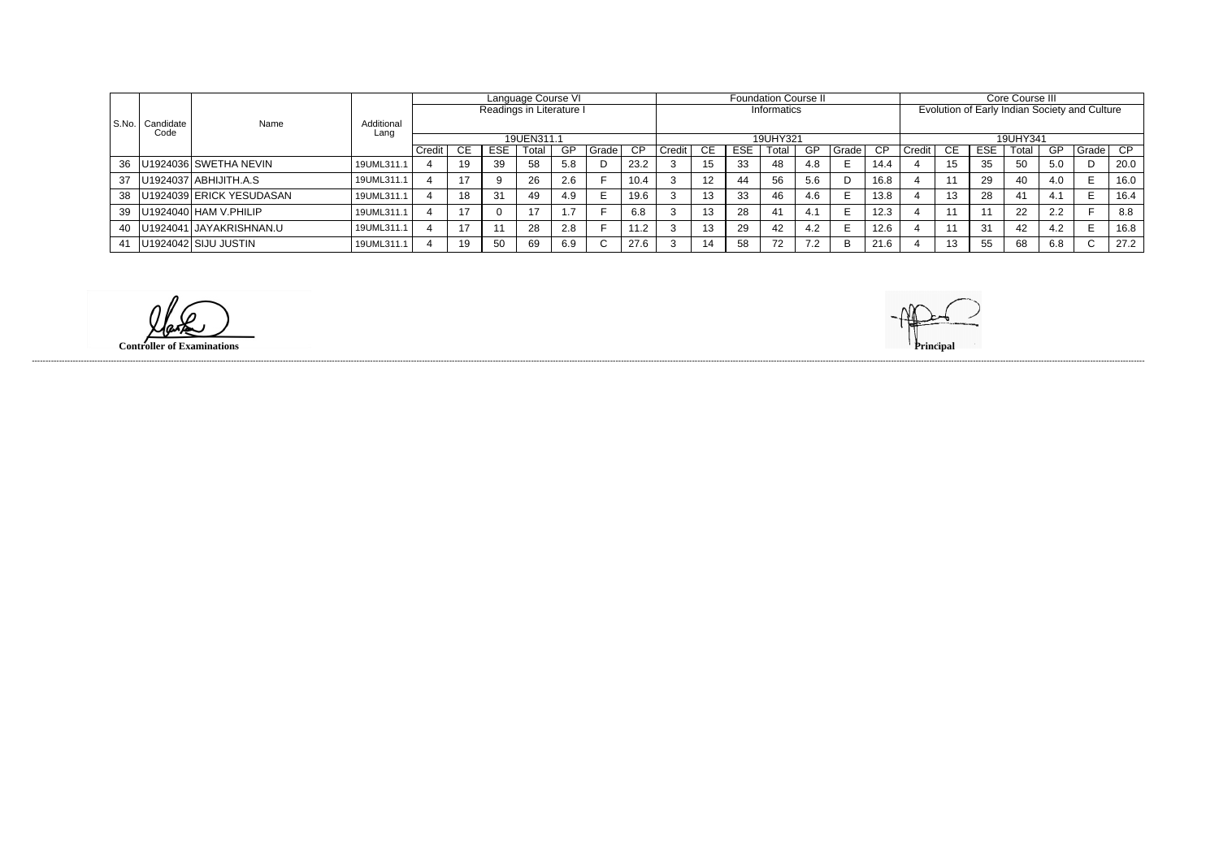| S.No. | Candidate Code | Name | Additional Lang | Language Course VI Readings in Literature I 19UEN311.1 | | | | | | | Foundation Course II Informatics 19UHY321 | | | | | | | Core Course III Evolution of Early Indian Society and Culture 19UHY341 | | | | | | |
|---|---|---|---|---|---|---|---|---|---|---|---|---|---|---|---|---|---|---|---|---|---|---|---|---|
| | | | | Credit | CE | ESE | Total | GP | Grade | CP | Credit | CE | ESE | Total | GP | Grade | CP | Credit | CE | ESE | Total | GP | Grade | CP |
| 36 | U1924036 | SWETHA NEVIN | 19UML311.1 | 4 | 19 | 39 | 58 | 5.8 | D | 23.2 | 3 | 15 | 33 | 48 | 4.8 | E | 14.4 | 4 | 15 | 35 | 50 | 5.0 | D | 20.0 |
| 37 | U1924037 | ABHIJITH.A.S | 19UML311.1 | 4 | 17 | 9 | 26 | 2.6 | F | 10.4 | 3 | 12 | 44 | 56 | 5.6 | D | 16.8 | 4 | 11 | 29 | 40 | 4.0 | E | 16.0 |
| 38 | U1924039 | ERICK YESUDASAN | 19UML311.1 | 4 | 18 | 31 | 49 | 4.9 | E | 19.6 | 3 | 13 | 33 | 46 | 4.6 | E | 13.8 | 4 | 13 | 28 | 41 | 4.1 | E | 16.4 |
| 39 | U1924040 | HAM V.PHILIP | 19UML311.1 | 4 | 17 | 0 | 17 | 1.7 | F | 6.8 | 3 | 13 | 28 | 41 | 4.1 | E | 12.3 | 4 | 11 | 11 | 22 | 2.2 | F | 8.8 |
| 40 | U1924041 | JAYAKRISHNAN.U | 19UML311.1 | 4 | 17 | 11 | 28 | 2.8 | F | 11.2 | 3 | 13 | 29 | 42 | 4.2 | E | 12.6 | 4 | 11 | 31 | 42 | 4.2 | E | 16.8 |
| 41 | U1924042 | SIJU JUSTIN | 19UML311.1 | 4 | 19 | 50 | 69 | 6.9 | C | 27.6 | 3 | 14 | 58 | 72 | 7.2 | B | 21.6 | 4 | 13 | 55 | 68 | 6.8 | C | 27.2 |

**Controller of Examinations**

**Principal**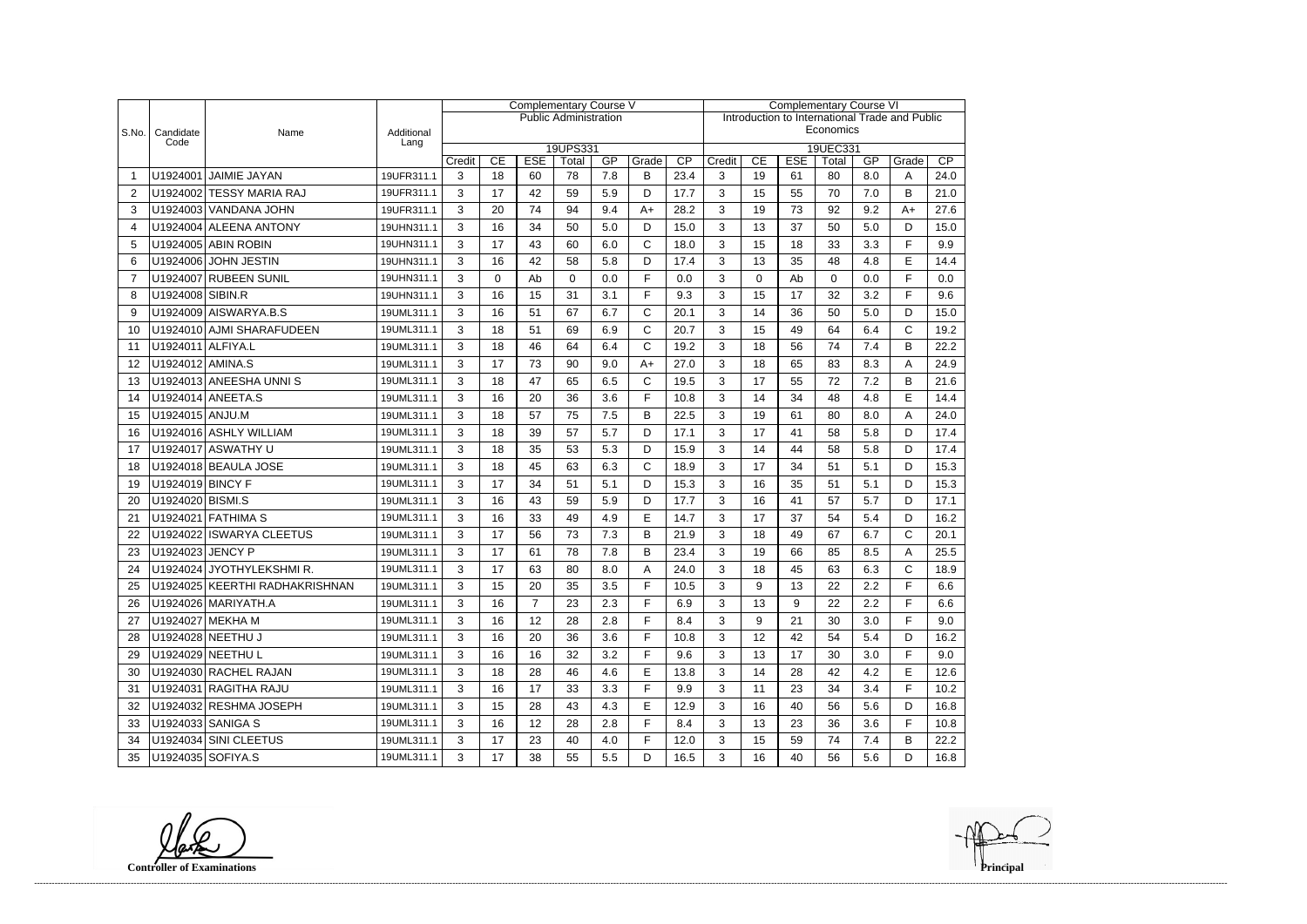| S.No. | Candidate Code | Name | Additional Lang | Complementary Course V | | | | | | | Complementary Course VI | | | | | | |
|---|---|---|---|---|---|---|---|---|---|---|---|---|---|---|---|---|---|
| | | | | Public Administration | | | | | | | Introduction to International Trade and Public Economics | | | | | | |
| | | | | 19UPS331 | | | | | | | 19UEC331 | | | | | | |
| | | | | Credit | CE | ESE | Total | GP | Grade | CP | Credit | CE | ESE | Total | GP | Grade | CP |
| 1 | U1924001 | JAIMIE JAYAN | 19UFR311.1 | 3 | 18 | 60 | 78 | 7.8 | B | 23.4 | 3 | 19 | 61 | 80 | 8.0 | A | 24.0 |
| 2 | U1924002 | TESSY MARIA RAJ | 19UFR311.1 | 3 | 17 | 42 | 59 | 5.9 | D | 17.7 | 3 | 15 | 55 | 70 | 7.0 | B | 21.0 |
| 3 | U1924003 | VANDANA JOHN | 19UFR311.1 | 3 | 20 | 74 | 94 | 9.4 | A+ | 28.2 | 3 | 19 | 73 | 92 | 9.2 | A+ | 27.6 |
| 4 | U1924004 | ALEENA ANTONY | 19UHN311.1 | 3 | 16 | 34 | 50 | 5.0 | D | 15.0 | 3 | 13 | 37 | 50 | 5.0 | D | 15.0 |
| 5 | U1924005 | ABIN ROBIN | 19UHN311.1 | 3 | 17 | 43 | 60 | 6.0 | C | 18.0 | 3 | 15 | 18 | 33 | 3.3 | F | 9.9 |
| 6 | U1924006 | JOHN JESTIN | 19UHN311.1 | 3 | 16 | 42 | 58 | 5.8 | D | 17.4 | 3 | 13 | 35 | 48 | 4.8 | E | 14.4 |
| 7 | U1924007 | RUBEEN SUNIL | 19UHN311.1 | 3 | 0 | Ab | 0 | 0.0 | F | 0.0 | 3 | 0 | Ab | 0 | 0.0 | F | 0.0 |
| 8 | U1924008 | SIBIN.R | 19UHN311.1 | 3 | 16 | 15 | 31 | 3.1 | F | 9.3 | 3 | 15 | 17 | 32 | 3.2 | F | 9.6 |
| 9 | U1924009 | AISWARYA.B.S | 19UML311.1 | 3 | 16 | 51 | 67 | 6.7 | C | 20.1 | 3 | 14 | 36 | 50 | 5.0 | D | 15.0 |
| 10 | U1924010 | AJMI SHARAFUDEEN | 19UML311.1 | 3 | 18 | 51 | 69 | 6.9 | C | 20.7 | 3 | 15 | 49 | 64 | 6.4 | C | 19.2 |
| 11 | U1924011 | ALFIYA.L | 19UML311.1 | 3 | 18 | 46 | 64 | 6.4 | C | 19.2 | 3 | 18 | 56 | 74 | 7.4 | B | 22.2 |
| 12 | U1924012 | AMINA.S | 19UML311.1 | 3 | 17 | 73 | 90 | 9.0 | A+ | 27.0 | 3 | 18 | 65 | 83 | 8.3 | A | 24.9 |
| 13 | U1924013 | ANEESHA UNNI S | 19UML311.1 | 3 | 18 | 47 | 65 | 6.5 | C | 19.5 | 3 | 17 | 55 | 72 | 7.2 | B | 21.6 |
| 14 | U1924014 | ANEETA.S | 19UML311.1 | 3 | 16 | 20 | 36 | 3.6 | F | 10.8 | 3 | 14 | 34 | 48 | 4.8 | E | 14.4 |
| 15 | U1924015 | ANJU.M | 19UML311.1 | 3 | 18 | 57 | 75 | 7.5 | B | 22.5 | 3 | 19 | 61 | 80 | 8.0 | A | 24.0 |
| 16 | U1924016 | ASHLY WILLIAM | 19UML311.1 | 3 | 18 | 39 | 57 | 5.7 | D | 17.1 | 3 | 17 | 41 | 58 | 5.8 | D | 17.4 |
| 17 | U1924017 | ASWATHY U | 19UML311.1 | 3 | 18 | 35 | 53 | 5.3 | D | 15.9 | 3 | 14 | 44 | 58 | 5.8 | D | 17.4 |
| 18 | U1924018 | BEAULA JOSE | 19UML311.1 | 3 | 18 | 45 | 63 | 6.3 | C | 18.9 | 3 | 17 | 34 | 51 | 5.1 | D | 15.3 |
| 19 | U1924019 | BINCY F | 19UML311.1 | 3 | 17 | 34 | 51 | 5.1 | D | 15.3 | 3 | 16 | 35 | 51 | 5.1 | D | 15.3 |
| 20 | U1924020 | BISMI.S | 19UML311.1 | 3 | 16 | 43 | 59 | 5.9 | D | 17.7 | 3 | 16 | 41 | 57 | 5.7 | D | 17.1 |
| 21 | U1924021 | FATHIMA S | 19UML311.1 | 3 | 16 | 33 | 49 | 4.9 | E | 14.7 | 3 | 17 | 37 | 54 | 5.4 | D | 16.2 |
| 22 | U1924022 | ISWARYA CLEETUS | 19UML311.1 | 3 | 17 | 56 | 73 | 7.3 | B | 21.9 | 3 | 18 | 49 | 67 | 6.7 | C | 20.1 |
| 23 | U1924023 | JENCY P | 19UML311.1 | 3 | 17 | 61 | 78 | 7.8 | B | 23.4 | 3 | 19 | 66 | 85 | 8.5 | A | 25.5 |
| 24 | U1924024 | JYOTHYLEKSHMI R. | 19UML311.1 | 3 | 17 | 63 | 80 | 8.0 | A | 24.0 | 3 | 18 | 45 | 63 | 6.3 | C | 18.9 |
| 25 | U1924025 | KEERTHI RADHAKRISHNAN | 19UML311.1 | 3 | 15 | 20 | 35 | 3.5 | F | 10.5 | 3 | 9 | 13 | 22 | 2.2 | F | 6.6 |
| 26 | U1924026 | MARIYATH.A | 19UML311.1 | 3 | 16 | 7 | 23 | 2.3 | F | 6.9 | 3 | 13 | 9 | 22 | 2.2 | F | 6.6 |
| 27 | U1924027 | MEKHA M | 19UML311.1 | 3 | 16 | 12 | 28 | 2.8 | F | 8.4 | 3 | 9 | 21 | 30 | 3.0 | F | 9.0 |
| 28 | U1924028 | NEETHU J | 19UML311.1 | 3 | 16 | 20 | 36 | 3.6 | F | 10.8 | 3 | 12 | 42 | 54 | 5.4 | D | 16.2 |
| 29 | U1924029 | NEETHU L | 19UML311.1 | 3 | 16 | 16 | 32 | 3.2 | F | 9.6 | 3 | 13 | 17 | 30 | 3.0 | F | 9.0 |
| 30 | U1924030 | RACHEL RAJAN | 19UML311.1 | 3 | 18 | 28 | 46 | 4.6 | E | 13.8 | 3 | 14 | 28 | 42 | 4.2 | E | 12.6 |
| 31 | U1924031 | RAGITHA RAJU | 19UML311.1 | 3 | 16 | 17 | 33 | 3.3 | F | 9.9 | 3 | 11 | 23 | 34 | 3.4 | F | 10.2 |
| 32 | U1924032 | RESHMA JOSEPH | 19UML311.1 | 3 | 15 | 28 | 43 | 4.3 | E | 12.9 | 3 | 16 | 40 | 56 | 5.6 | D | 16.8 |
| 33 | U1924033 | SANIGA S | 19UML311.1 | 3 | 16 | 12 | 28 | 2.8 | F | 8.4 | 3 | 13 | 23 | 36 | 3.6 | F | 10.8 |
| 34 | U1924034 | SINI CLEETUS | 19UML311.1 | 3 | 17 | 23 | 40 | 4.0 | F | 12.0 | 3 | 15 | 59 | 74 | 7.4 | B | 22.2 |
| 35 | U1924035 | SOFIYA.S | 19UML311.1 | 3 | 17 | 38 | 55 | 5.5 | D | 16.5 | 3 | 16 | 40 | 56 | 5.6 | D | 16.8 |

**Controller of Examinations**

**Principal**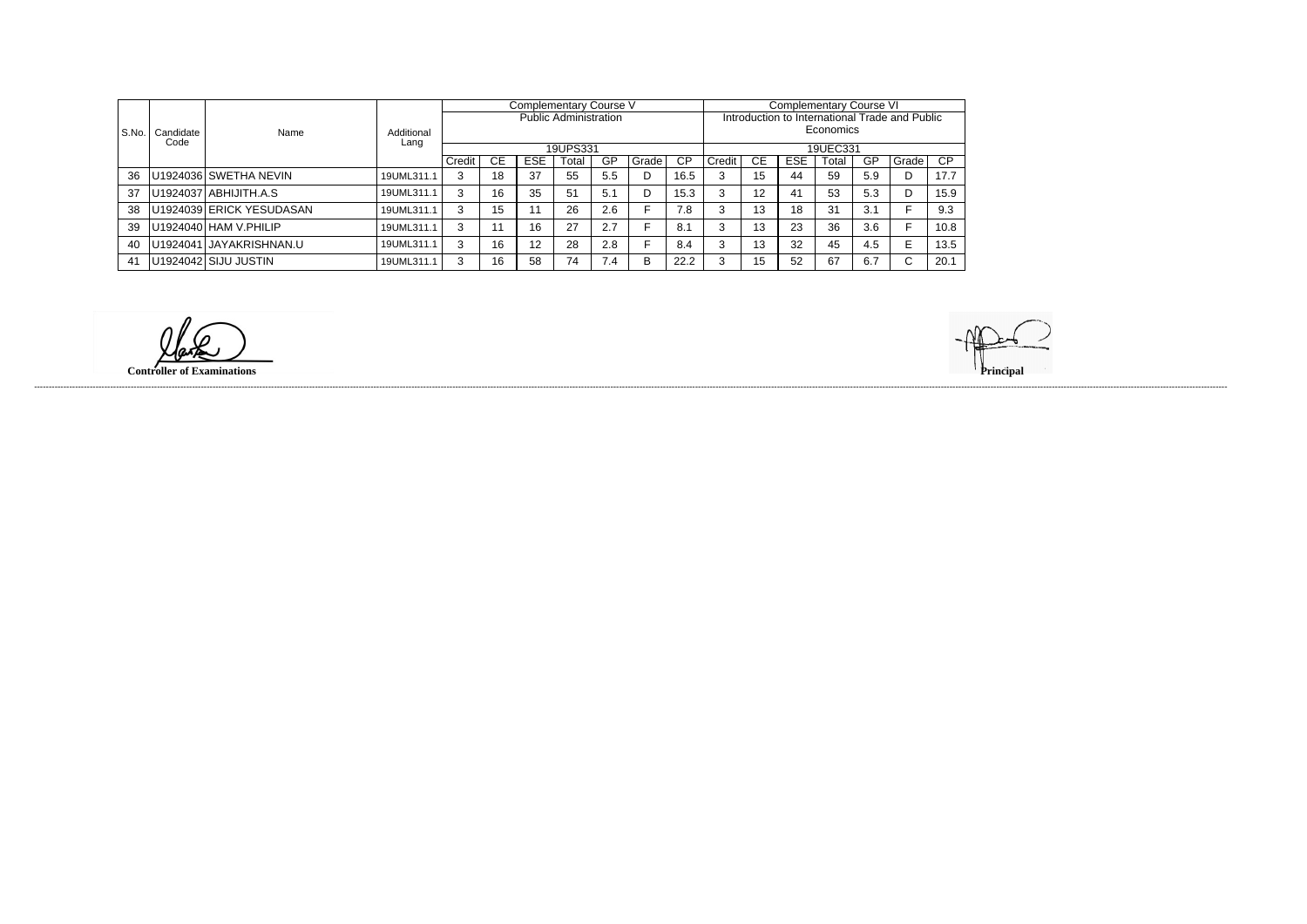| S.No. | Candidate Code | Name | Additional Lang | Complementary Course V Public Administration 19UPS331 | | | | | | | Complementary Course VI Introduction to International Trade and Public Economics 19UEC331 | | | | | | |
|---|---|---|---|---|---|---|---|---|---|---|---|---|---|---|---|---|---|
| | | | | Credit | CE | ESE | Total | GP | Grade | CP | Credit | CE | ESE | Total | GP | Grade | CP |
| 36 | U1924036 | SWETHA NEVIN | 19UML311.1 | 3 | 18 | 37 | 55 | 5.5 | D | 16.5 | 3 | 15 | 44 | 59 | 5.9 | D | 17.7 |
| 37 | U1924037 | ABHIJITH.A.S | 19UML311.1 | 3 | 16 | 35 | 51 | 5.1 | D | 15.3 | 3 | 12 | 41 | 53 | 5.3 | D | 15.9 |
| 38 | U1924039 | ERICK YESUDASAN | 19UML311.1 | 3 | 15 | 11 | 26 | 2.6 | F | 7.8 | 3 | 13 | 18 | 31 | 3.1 | F | 9.3 |
| 39 | U1924040 | HAM V.PHILIP | 19UML311.1 | 3 | 11 | 16 | 27 | 2.7 | F | 8.1 | 3 | 13 | 23 | 36 | 3.6 | F | 10.8 |
| 40 | U1924041 | JAYAKRISHNAN.U | 19UML311.1 | 3 | 16 | 12 | 28 | 2.8 | F | 8.4 | 3 | 13 | 32 | 45 | 4.5 | E | 13.5 |
| 41 | U1924042 | SIJU JUSTIN | 19UML311.1 | 3 | 16 | 58 | 74 | 7.4 | B | 22.2 | 3 | 15 | 52 | 67 | 6.7 | C | 20.1 |

**Controller of Examinations**

**Principal**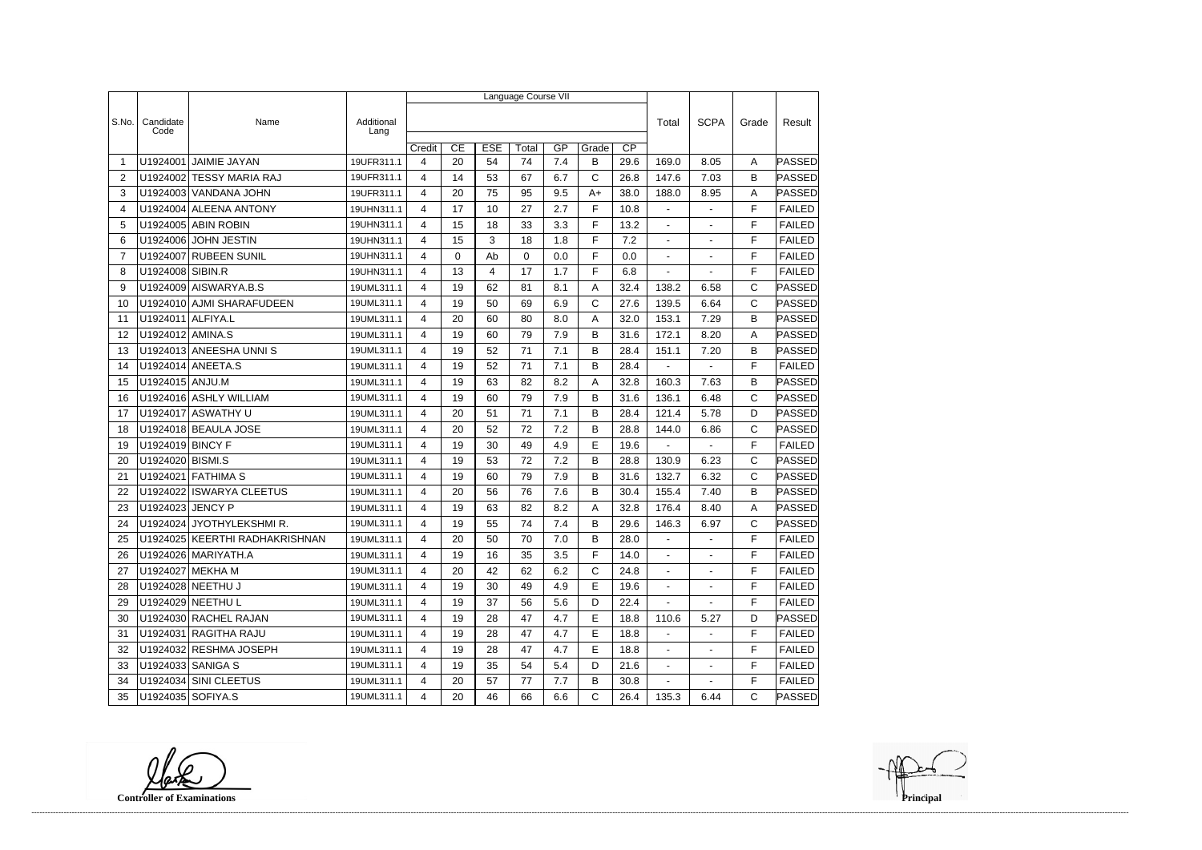| S.No. | Candidate Code | Name | Additional Lang | Language Course VII | | | | | | | Total | SCPA | Grade | Result |
|---|---|---|---|---|---|---|---|---|---|---|---|---|---|---|
| | | | | Credit | CE | ESE | Total | GP | Grade | CP | | | | |
| 1 | U1924001 | JAIMIE JAYAN | 19UFR311.1 | 4 | 20 | 54 | 74 | 7.4 | B | 29.6 | 169.0 | 8.05 | A | PASSED |
| 2 | U1924002 | TESSY MARIA RAJ | 19UFR311.1 | 4 | 14 | 53 | 67 | 6.7 | C | 26.8 | 147.6 | 7.03 | B | PASSED |
| 3 | U1924003 | VANDANA JOHN | 19UFR311.1 | 4 | 20 | 75 | 95 | 9.5 | A+ | 38.0 | 188.0 | 8.95 | A | PASSED |
| 4 | U1924004 | ALEENA ANTONY | 19UHN311.1 | 4 | 17 | 10 | 27 | 2.7 | F | 10.8 | - | - | F | FAILED |
| 5 | U1924005 | ABIN ROBIN | 19UHN311.1 | 4 | 15 | 18 | 33 | 3.3 | F | 13.2 | - | - | F | FAILED |
| 6 | U1924006 | JOHN JESTIN | 19UHN311.1 | 4 | 15 | 3 | 18 | 1.8 | F | 7.2 | - | - | F | FAILED |
| 7 | U1924007 | RUBEEN SUNIL | 19UHN311.1 | 4 | 0 | Ab | 0 | 0.0 | F | 0.0 | - | - | F | FAILED |
| 8 | U1924008 | SIBIN.R | 19UHN311.1 | 4 | 13 | 4 | 17 | 1.7 | F | 6.8 | - | - | F | FAILED |
| 9 | U1924009 | AISWARYA.B.S | 19UML311.1 | 4 | 19 | 62 | 81 | 8.1 | A | 32.4 | 138.2 | 6.58 | C | PASSED |
| 10 | U1924010 | AJMI SHARAFUDEEN | 19UML311.1 | 4 | 19 | 50 | 69 | 6.9 | C | 27.6 | 139.5 | 6.64 | C | PASSED |
| 11 | U1924011 | ALFIYA.L | 19UML311.1 | 4 | 20 | 60 | 80 | 8.0 | A | 32.0 | 153.1 | 7.29 | B | PASSED |
| 12 | U1924012 | AMINA.S | 19UML311.1 | 4 | 19 | 60 | 79 | 7.9 | B | 31.6 | 172.1 | 8.20 | A | PASSED |
| 13 | U1924013 | ANEESHA UNNI S | 19UML311.1 | 4 | 19 | 52 | 71 | 7.1 | B | 28.4 | 151.1 | 7.20 | B | PASSED |
| 14 | U1924014 | ANEETA.S | 19UML311.1 | 4 | 19 | 52 | 71 | 7.1 | B | 28.4 | - | - | F | FAILED |
| 15 | U1924015 | ANJU.M | 19UML311.1 | 4 | 19 | 63 | 82 | 8.2 | A | 32.8 | 160.3 | 7.63 | B | PASSED |
| 16 | U1924016 | ASHLY WILLIAM | 19UML311.1 | 4 | 19 | 60 | 79 | 7.9 | B | 31.6 | 136.1 | 6.48 | C | PASSED |
| 17 | U1924017 | ASWATHY U | 19UML311.1 | 4 | 20 | 51 | 71 | 7.1 | B | 28.4 | 121.4 | 5.78 | D | PASSED |
| 18 | U1924018 | BEAULA JOSE | 19UML311.1 | 4 | 20 | 52 | 72 | 7.2 | B | 28.8 | 144.0 | 6.86 | C | PASSED |
| 19 | U1924019 | BINCY F | 19UML311.1 | 4 | 19 | 30 | 49 | 4.9 | E | 19.6 | - | - | F | FAILED |
| 20 | U1924020 | BISMI.S | 19UML311.1 | 4 | 19 | 53 | 72 | 7.2 | B | 28.8 | 130.9 | 6.23 | C | PASSED |
| 21 | U1924021 | FATHIMA S | 19UML311.1 | 4 | 19 | 60 | 79 | 7.9 | B | 31.6 | 132.7 | 6.32 | C | PASSED |
| 22 | U1924022 | ISWARYA CLEETUS | 19UML311.1 | 4 | 20 | 56 | 76 | 7.6 | B | 30.4 | 155.4 | 7.40 | B | PASSED |
| 23 | U1924023 | JENCY P | 19UML311.1 | 4 | 19 | 63 | 82 | 8.2 | A | 32.8 | 176.4 | 8.40 | A | PASSED |
| 24 | U1924024 | JYOTHYLEKSHMI R. | 19UML311.1 | 4 | 19 | 55 | 74 | 7.4 | B | 29.6 | 146.3 | 6.97 | C | PASSED |
| 25 | U1924025 | KEERTHI RADHAKRISHNAN | 19UML311.1 | 4 | 20 | 50 | 70 | 7.0 | B | 28.0 | - | - | F | FAILED |
| 26 | U1924026 | MARIYATH.A | 19UML311.1 | 4 | 19 | 16 | 35 | 3.5 | F | 14.0 | - | - | F | FAILED |
| 27 | U1924027 | MEKHA M | 19UML311.1 | 4 | 20 | 42 | 62 | 6.2 | C | 24.8 | - | - | F | FAILED |
| 28 | U1924028 | NEETHU J | 19UML311.1 | 4 | 19 | 30 | 49 | 4.9 | E | 19.6 | - | - | F | FAILED |
| 29 | U1924029 | NEETHU L | 19UML311.1 | 4 | 19 | 37 | 56 | 5.6 | D | 22.4 | - | - | F | FAILED |
| 30 | U1924030 | RACHEL RAJAN | 19UML311.1 | 4 | 19 | 28 | 47 | 4.7 | E | 18.8 | 110.6 | 5.27 | D | PASSED |
| 31 | U1924031 | RAGITHA RAJU | 19UML311.1 | 4 | 19 | 28 | 47 | 4.7 | E | 18.8 | - | - | F | FAILED |
| 32 | U1924032 | RESHMA JOSEPH | 19UML311.1 | 4 | 19 | 28 | 47 | 4.7 | E | 18.8 | - | - | F | FAILED |
| 33 | U1924033 | SANIGA S | 19UML311.1 | 4 | 19 | 35 | 54 | 5.4 | D | 21.6 | - | - | F | FAILED |
| 34 | U1924034 | SINI CLEETUS | 19UML311.1 | 4 | 20 | 57 | 77 | 7.7 | B | 30.8 | - | - | F | FAILED |
| 35 | U1924035 | SOFIYA.S | 19UML311.1 | 4 | 20 | 46 | 66 | 6.6 | C | 26.4 | 135.3 | 6.44 | C | PASSED |

**Controller of Examinations** **Principal**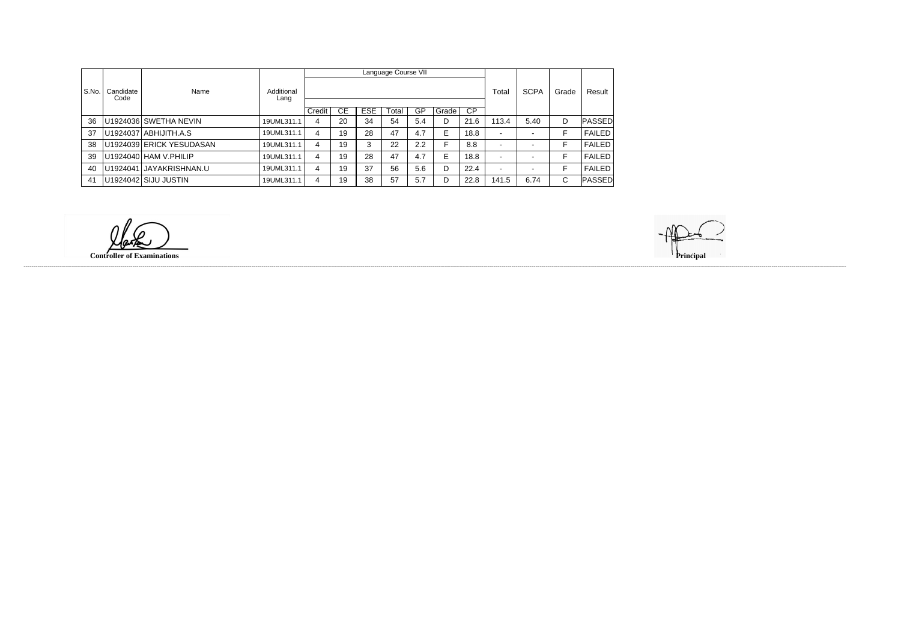| S.No. | Candidate Code | Name | Additional Lang | Language Course VII | | | | | | | Total | SCPA | Grade | Result |
|---|---|---|---|---|---|---|---|---|---|---|---|---|---|---|
| | | | | Credit | CE | ESE | Total | GP | Grade | CP | | | | |
| 36 | U1924036 | SWETHA NEVIN | 19UML311.1 | 4 | 20 | 34 | 54 | 5.4 | D | 21.6 | 113.4 | 5.40 | D | PASSED |
| 37 | U1924037 | ABHIJITH.A.S | 19UML311.1 | 4 | 19 | 28 | 47 | 4.7 | E | 18.8 | - | - | F | FAILED |
| 38 | U1924039 | ERICK YESUDASAN | 19UML311.1 | 4 | 19 | 3 | 22 | 2.2 | F | 8.8 | - | - | F | FAILED |
| 39 | U1924040 | HAM V.PHILIP | 19UML311.1 | 4 | 19 | 28 | 47 | 4.7 | E | 18.8 | - | - | F | FAILED |
| 40 | U1924041 | JAYAKRISHNAN.U | 19UML311.1 | 4 | 19 | 37 | 56 | 5.6 | D | 22.4 | - | - | F | FAILED |
| 41 | U1924042 | SIJU JUSTIN | 19UML311.1 | 4 | 19 | 38 | 57 | 5.7 | D | 22.8 | 141.5 | 6.74 | C | PASSED |

**Controller of Examinations**

**Principal**